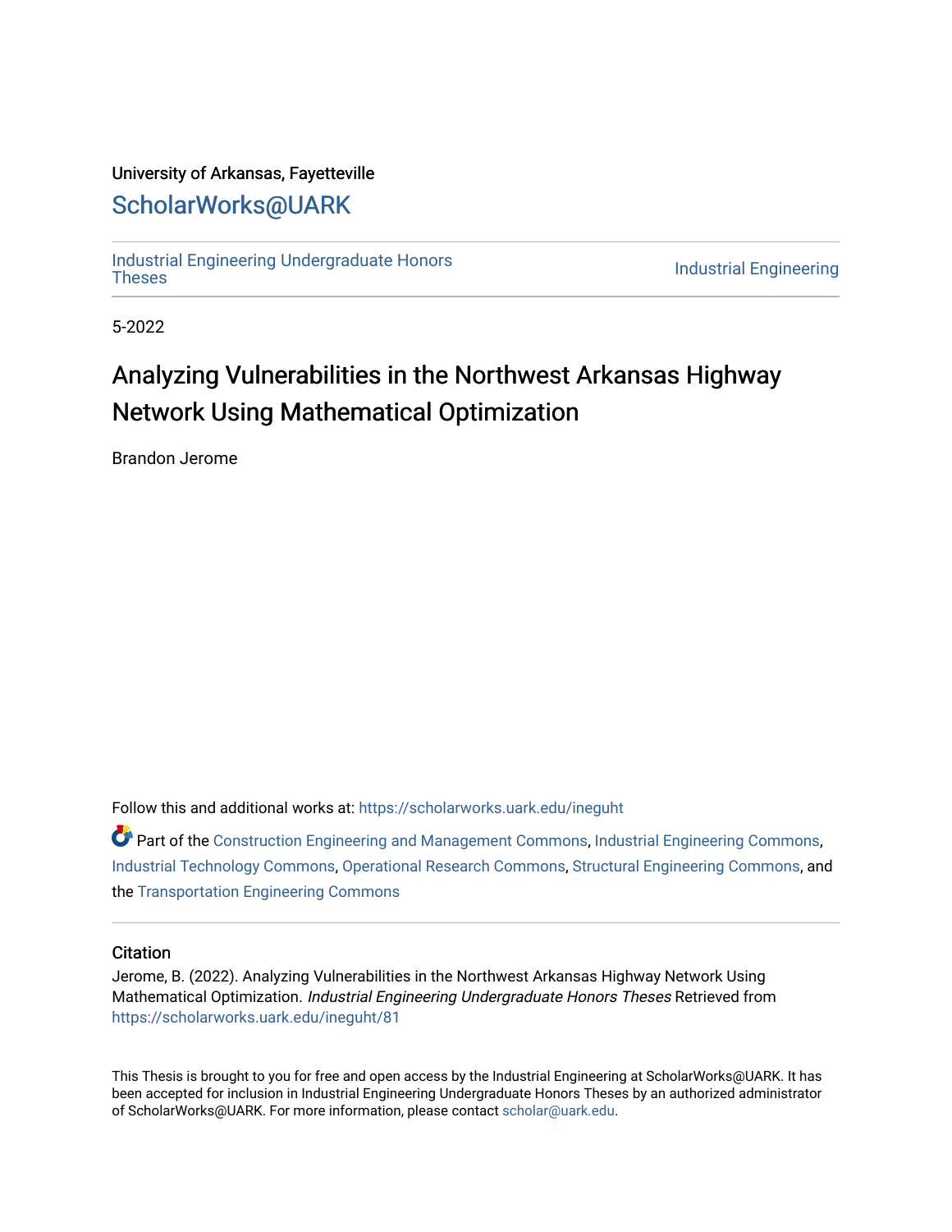University of Arkansas, Fayetteville

ScholarWorks@UARK

Industrial Engineering Undergraduate Honors Theses

Industrial Engineering

5-2022

# Analyzing Vulnerabilities in the Northwest Arkansas Highway Network Using Mathematical Optimization

Brandon Jerome

Follow this and additional works at: https://scholarworks.uark.edu/ineguht

Part of the Construction Engineering and Management Commons, Industrial Engineering Commons, Industrial Technology Commons, Operational Research Commons, Structural Engineering Commons, and the Transportation Engineering Commons

## Citation

Jerome, B. (2022). Analyzing Vulnerabilities in the Northwest Arkansas Highway Network Using Mathematical Optimization. *Industrial Engineering Undergraduate Honors Theses* Retrieved from https://scholarworks.uark.edu/ineguht/81

This Thesis is brought to you for free and open access by the Industrial Engineering at ScholarWorks@UARK. It has been accepted for inclusion in Industrial Engineering Undergraduate Honors Theses by an authorized administrator of ScholarWorks@UARK. For more information, please contact scholar@uark.edu.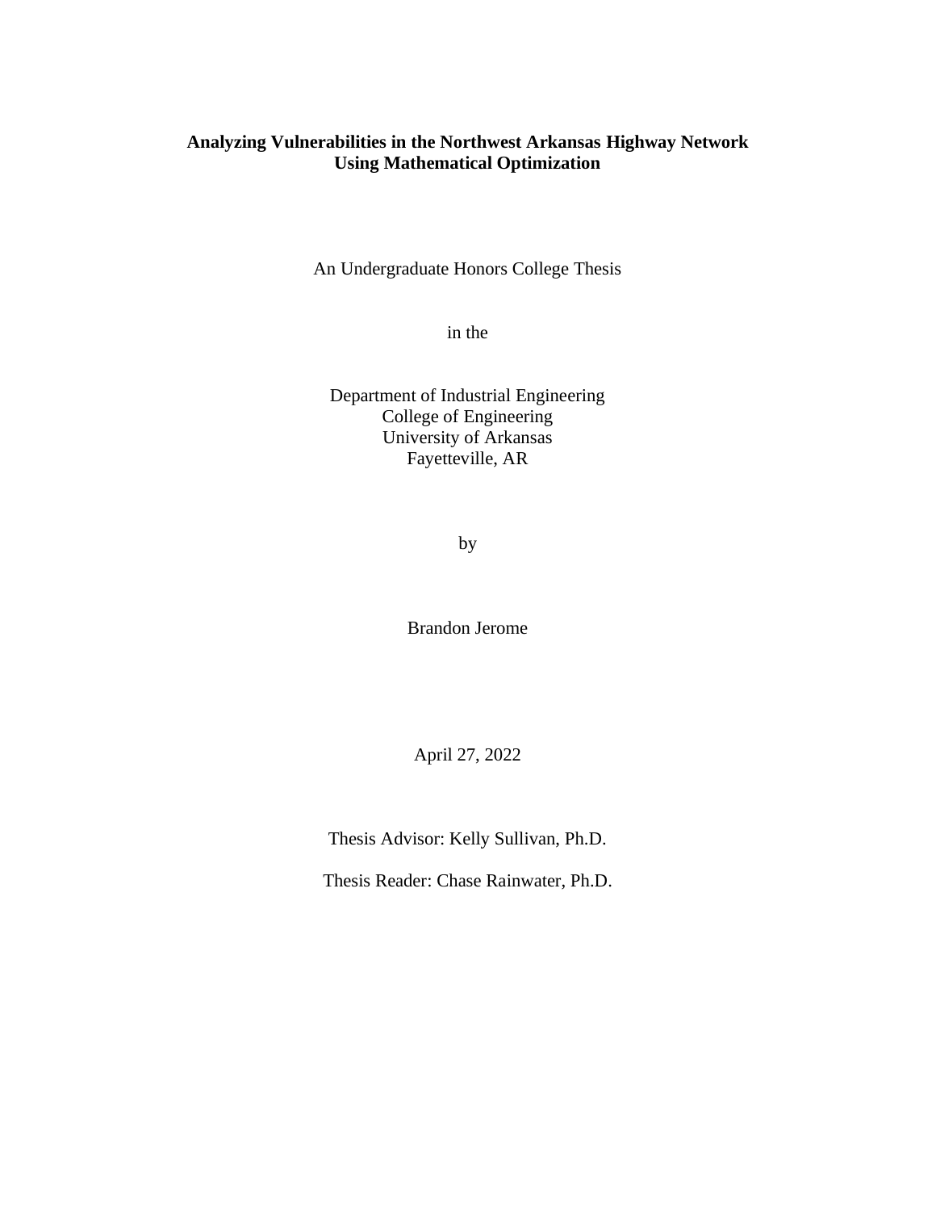# Analyzing Vulnerabilities in the Northwest Arkansas Highway Network Using Mathematical Optimization

An Undergraduate Honors College Thesis

in the

Department of Industrial Engineering
College of Engineering
University of Arkansas
Fayetteville, AR

by

Brandon Jerome

April 27, 2022

Thesis Advisor: Kelly Sullivan, Ph.D.

Thesis Reader: Chase Rainwater, Ph.D.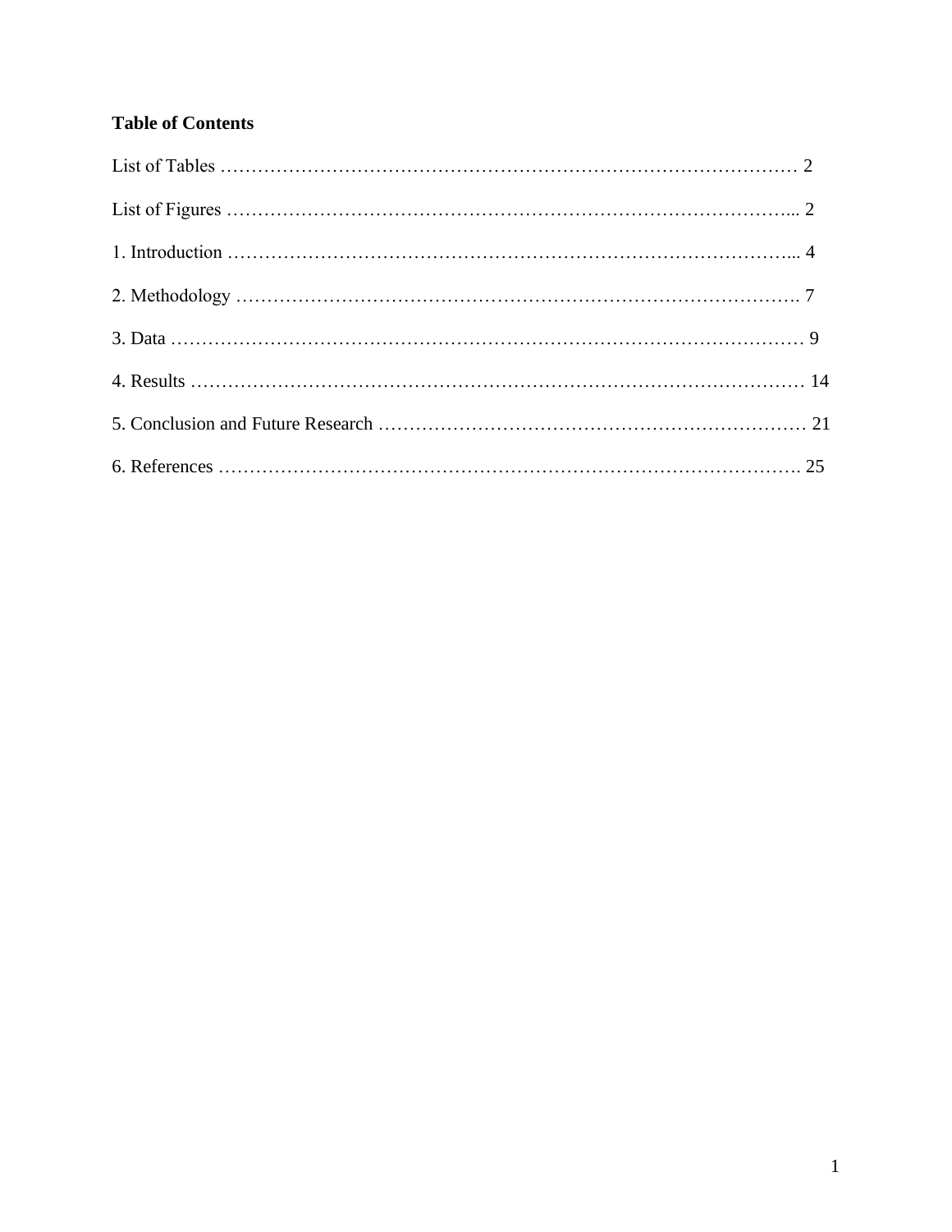**Table of Contents**

List of Tables …………………………………………………………………………… 2

List of Figures ………………………………………………………………………... 2

1. Introduction ………………………………………………………………………... 4

2. Methodology ……………………………………………………………………….. 7

3. Data ………………………………………………………………………………… 9

4. Results ……………………………………………………………………………… 14

5. Conclusion and Future Research …………………………………………………… 21

6. References ………………………………………………………………………. 25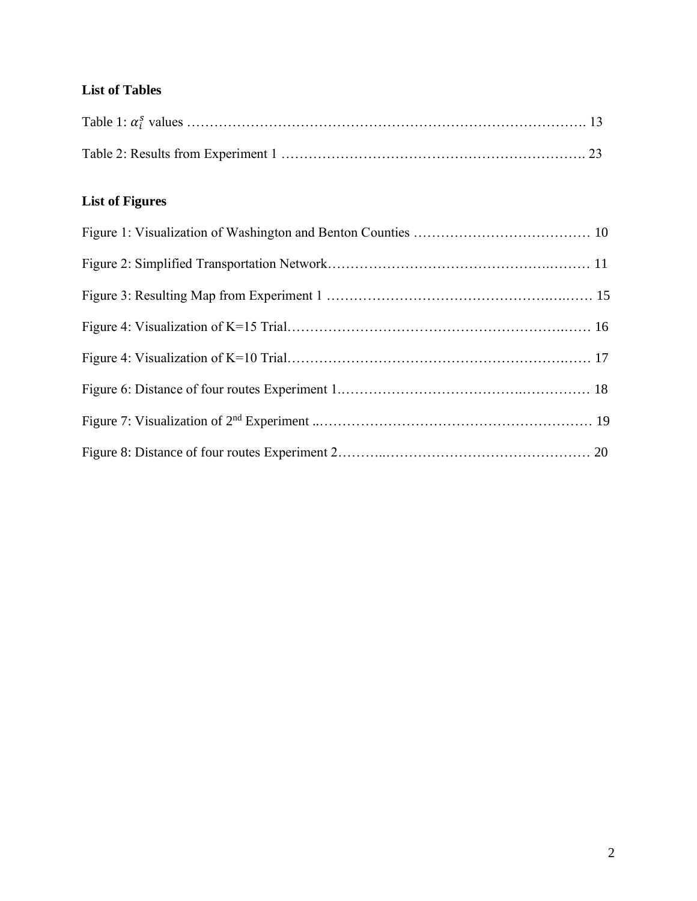## List of Tables

Table 1: $\alpha_i^s$ values ………………………………………………………………………………. 13

Table 2: Results from Experiment 1 …………………………………………………………. 23

## List of Figures

Figure 1: Visualization of Washington and Benton Counties …………………………………. 10

Figure 2: Simplified Transportation Network……………………………………………………… 11

Figure 3: Resulting Map from Experiment 1 ……………………………………………………… 15

Figure 4: Visualization of K=15 Trial……………………………………………………………… 16

Figure 4: Visualization of K=10 Trial……………………………………………………………… 17

Figure 6: Distance of four routes Experiment 1…………………………………………………… 18

Figure 7: Visualization of 2nd Experiment ..……………………………………………………… 19

Figure 8: Distance of four routes Experiment 2…………………………………………………… 20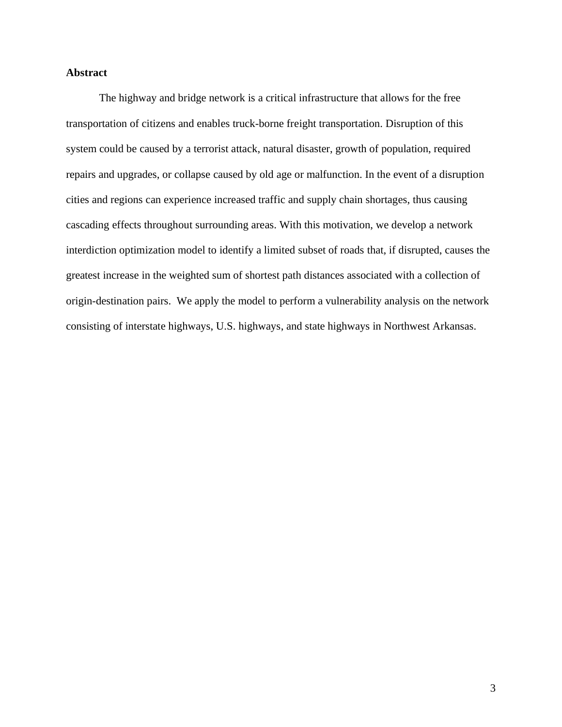**Abstract**

The highway and bridge network is a critical infrastructure that allows for the free transportation of citizens and enables truck-borne freight transportation. Disruption of this system could be caused by a terrorist attack, natural disaster, growth of population, required repairs and upgrades, or collapse caused by old age or malfunction. In the event of a disruption cities and regions can experience increased traffic and supply chain shortages, thus causing cascading effects throughout surrounding areas. With this motivation, we develop a network interdiction optimization model to identify a limited subset of roads that, if disrupted, causes the greatest increase in the weighted sum of shortest path distances associated with a collection of origin-destination pairs.  We apply the model to perform a vulnerability analysis on the network consisting of interstate highways, U.S. highways, and state highways in Northwest Arkansas.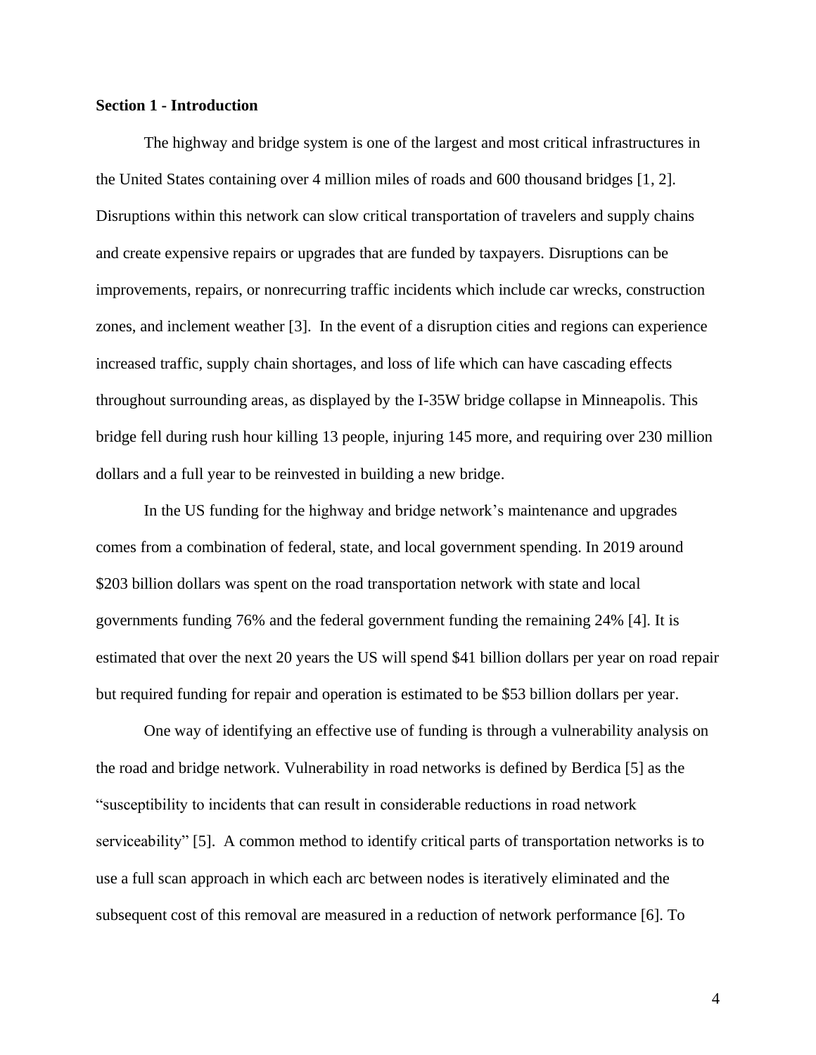## Section 1 - Introduction

The highway and bridge system is one of the largest and most critical infrastructures in the United States containing over 4 million miles of roads and 600 thousand bridges [1, 2]. Disruptions within this network can slow critical transportation of travelers and supply chains and create expensive repairs or upgrades that are funded by taxpayers. Disruptions can be improvements, repairs, or nonrecurring traffic incidents which include car wrecks, construction zones, and inclement weather [3]. In the event of a disruption cities and regions can experience increased traffic, supply chain shortages, and loss of life which can have cascading effects throughout surrounding areas, as displayed by the I-35W bridge collapse in Minneapolis. This bridge fell during rush hour killing 13 people, injuring 145 more, and requiring over 230 million dollars and a full year to be reinvested in building a new bridge.

In the US funding for the highway and bridge network's maintenance and upgrades comes from a combination of federal, state, and local government spending. In 2019 around $203 billion dollars was spent on the road transportation network with state and local governments funding 76% and the federal government funding the remaining 24% [4]. It is estimated that over the next 20 years the US will spend $41 billion dollars per year on road repair but required funding for repair and operation is estimated to be $53 billion dollars per year.

One way of identifying an effective use of funding is through a vulnerability analysis on the road and bridge network. Vulnerability in road networks is defined by Berdica [5] as the "susceptibility to incidents that can result in considerable reductions in road network serviceability" [5]. A common method to identify critical parts of transportation networks is to use a full scan approach in which each arc between nodes is iteratively eliminated and the subsequent cost of this removal are measured in a reduction of network performance [6]. To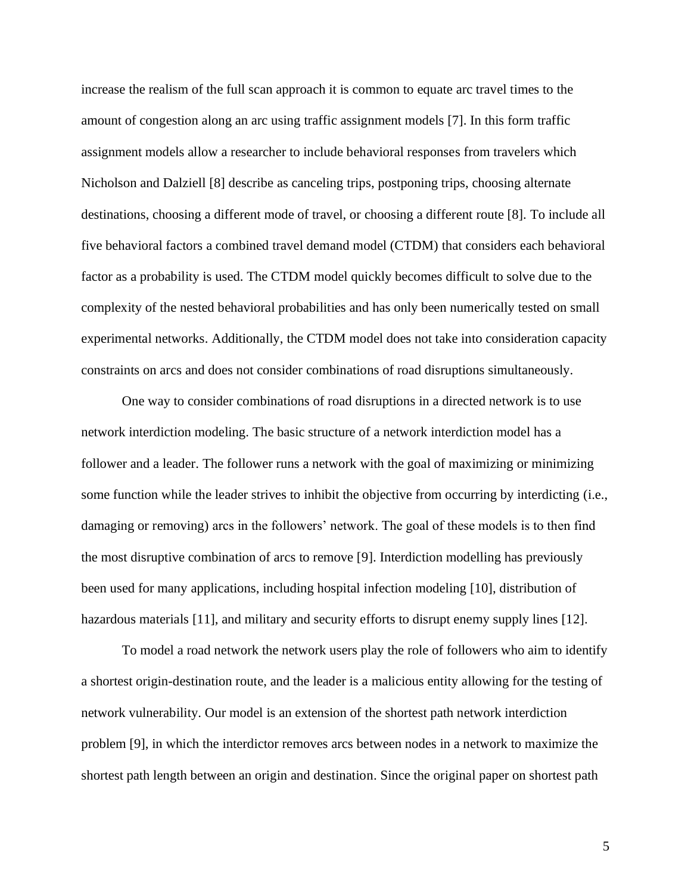increase the realism of the full scan approach it is common to equate arc travel times to the amount of congestion along an arc using traffic assignment models [7]. In this form traffic assignment models allow a researcher to include behavioral responses from travelers which Nicholson and Dalziell [8] describe as canceling trips, postponing trips, choosing alternate destinations, choosing a different mode of travel, or choosing a different route [8]. To include all five behavioral factors a combined travel demand model (CTDM) that considers each behavioral factor as a probability is used. The CTDM model quickly becomes difficult to solve due to the complexity of the nested behavioral probabilities and has only been numerically tested on small experimental networks. Additionally, the CTDM model does not take into consideration capacity constraints on arcs and does not consider combinations of road disruptions simultaneously.

One way to consider combinations of road disruptions in a directed network is to use network interdiction modeling. The basic structure of a network interdiction model has a follower and a leader. The follower runs a network with the goal of maximizing or minimizing some function while the leader strives to inhibit the objective from occurring by interdicting (i.e., damaging or removing) arcs in the followers' network. The goal of these models is to then find the most disruptive combination of arcs to remove [9]. Interdiction modelling has previously been used for many applications, including hospital infection modeling [10], distribution of hazardous materials [11], and military and security efforts to disrupt enemy supply lines [12].

To model a road network the network users play the role of followers who aim to identify a shortest origin-destination route, and the leader is a malicious entity allowing for the testing of network vulnerability. Our model is an extension of the shortest path network interdiction problem [9], in which the interdictor removes arcs between nodes in a network to maximize the shortest path length between an origin and destination. Since the original paper on shortest path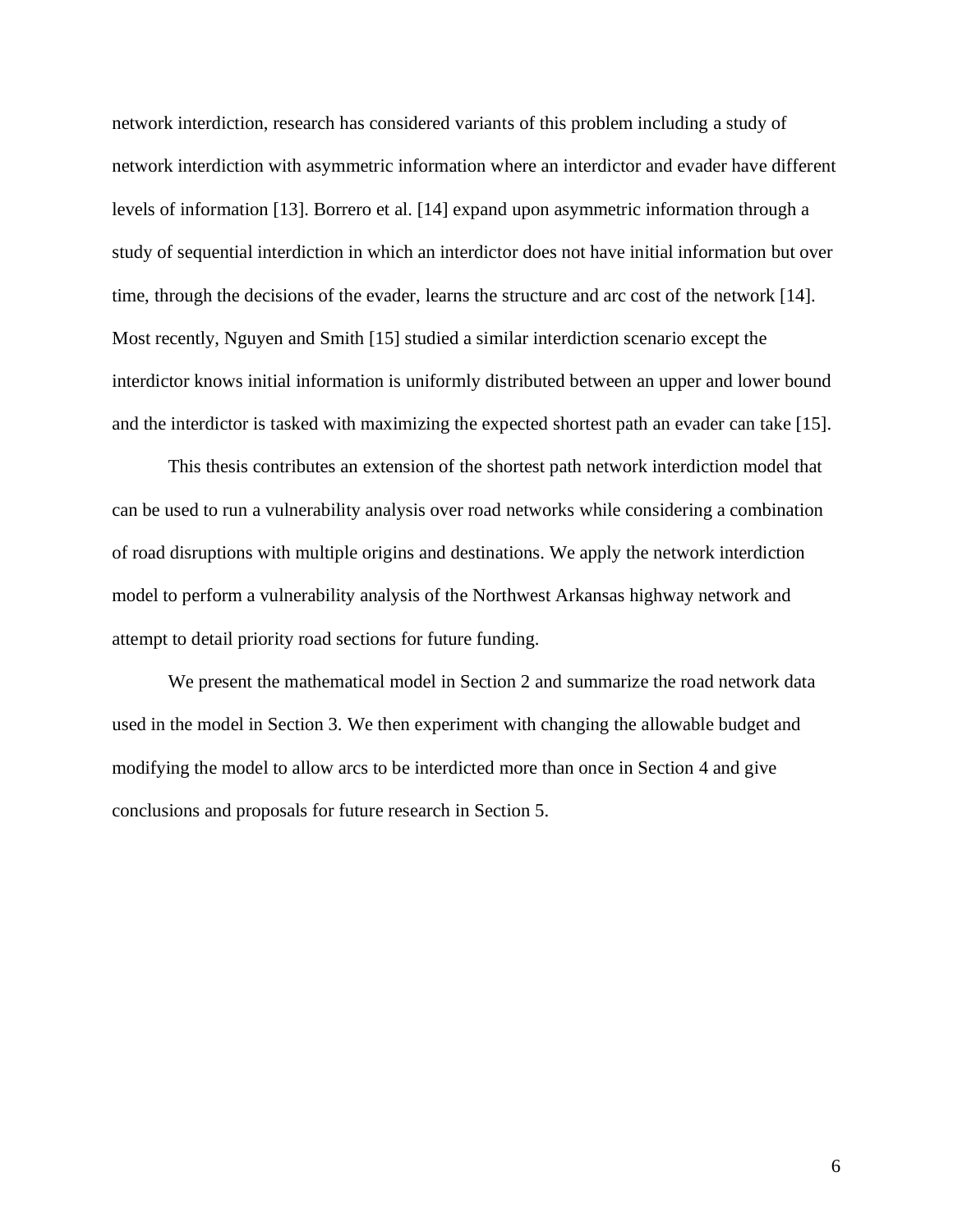network interdiction, research has considered variants of this problem including a study of network interdiction with asymmetric information where an interdictor and evader have different levels of information [13]. Borrero et al. [14] expand upon asymmetric information through a study of sequential interdiction in which an interdictor does not have initial information but over time, through the decisions of the evader, learns the structure and arc cost of the network [14]. Most recently, Nguyen and Smith [15] studied a similar interdiction scenario except the interdictor knows initial information is uniformly distributed between an upper and lower bound and the interdictor is tasked with maximizing the expected shortest path an evader can take [15].

This thesis contributes an extension of the shortest path network interdiction model that can be used to run a vulnerability analysis over road networks while considering a combination of road disruptions with multiple origins and destinations. We apply the network interdiction model to perform a vulnerability analysis of the Northwest Arkansas highway network and attempt to detail priority road sections for future funding.

We present the mathematical model in Section 2 and summarize the road network data used in the model in Section 3. We then experiment with changing the allowable budget and modifying the model to allow arcs to be interdicted more than once in Section 4 and give conclusions and proposals for future research in Section 5.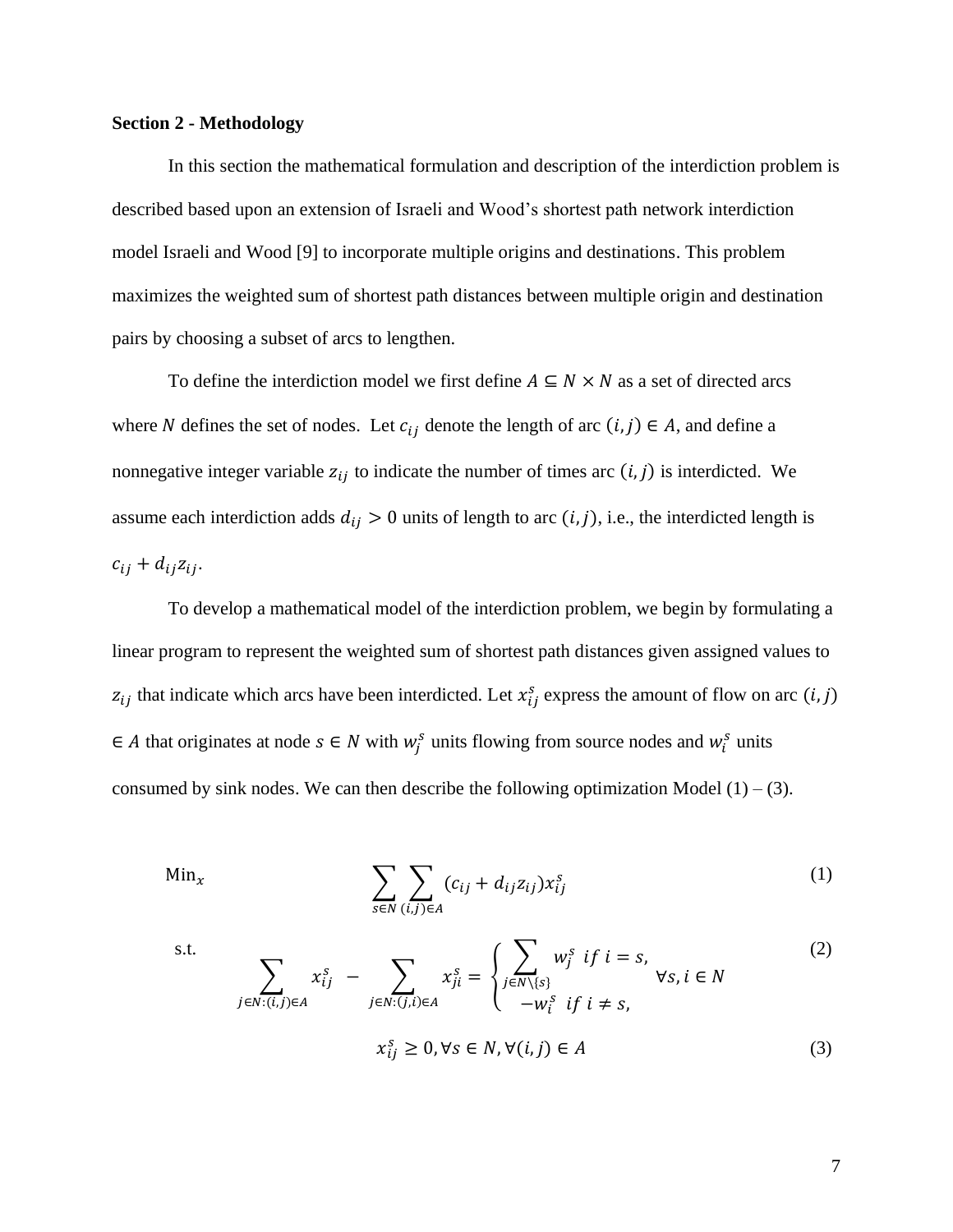**Section 2 - Methodology**

In this section the mathematical formulation and description of the interdiction problem is described based upon an extension of Israeli and Wood's shortest path network interdiction model Israeli and Wood [9] to incorporate multiple origins and destinations. This problem maximizes the weighted sum of shortest path distances between multiple origin and destination pairs by choosing a subset of arcs to lengthen.

To define the interdiction model we first define $A \subseteq N \times N$ as a set of directed arcs where $N$ defines the set of nodes. Let $c_{ij}$ denote the length of arc $(i, j) \in A$, and define a nonnegative integer variable $z_{ij}$ to indicate the number of times arc $(i, j)$ is interdicted. We assume each interdiction adds $d_{ij} > 0$ units of length to arc $(i, j)$, i.e., the interdicted length is $c_{ij} + d_{ij}z_{ij}$.

To develop a mathematical model of the interdiction problem, we begin by formulating a linear program to represent the weighted sum of shortest path distances given assigned values to $z_{ij}$ that indicate which arcs have been interdicted. Let $x_{ij}^s$ express the amount of flow on arc $(i, j)$ $\in A$ that originates at node $s \in N$ with $w_j^s$ units flowing from source nodes and $w_i^s$ units consumed by sink nodes. We can then describe the following optimization Model (1) – (3).

$$\text{Min}_x \quad \sum_{s \in N} \sum_{(i,j) \in A} (c_{ij} + d_{ij}z_{ij}) x_{ij}^s \tag{1}$$

$$\text{s.t.} \quad \sum_{j \in N:(i,j) \in A} x_{ij}^s \; - \sum_{j \in N:(j,i) \in A} x_{ji}^s = \begin{cases} \sum_{j \in N \setminus \{s\}} w_j^s \;\; if \; i = s, \\ -w_i^s \;\; if \; i \neq s, \end{cases} \quad \forall s, i \in N \tag{2}$$

$$x_{ij}^s \geq 0, \forall s \in N, \forall (i,j) \in A \tag{3}$$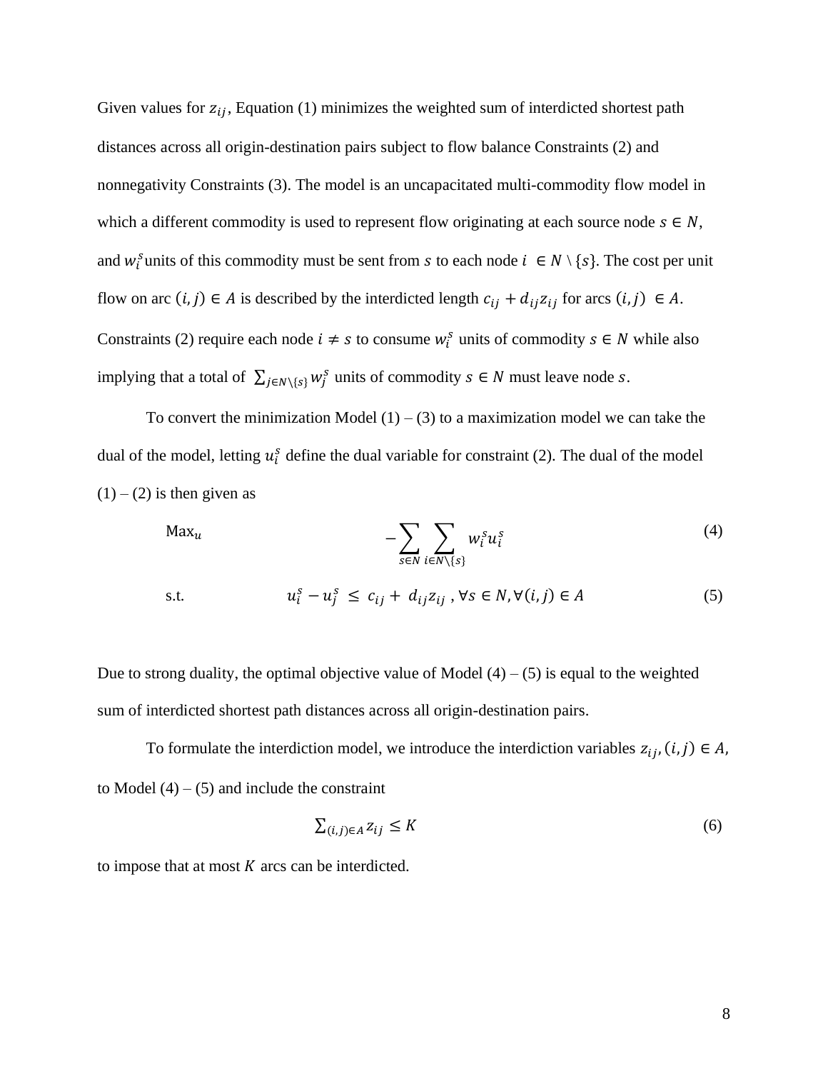Given values for $z_{ij}$, Equation (1) minimizes the weighted sum of interdicted shortest path distances across all origin-destination pairs subject to flow balance Constraints (2) and nonnegativity Constraints (3). The model is an uncapacitated multi-commodity flow model in which a different commodity is used to represent flow originating at each source node $s \in N$, and $w_i^s$ units of this commodity must be sent from $s$ to each node $i \in N \setminus \{s\}$. The cost per unit flow on arc $(i, j) \in A$ is described by the interdicted length $c_{ij} + d_{ij}z_{ij}$ for arcs $(i, j) \in A$. Constraints (2) require each node $i \neq s$ to consume $w_i^s$ units of commodity $s \in N$ while also implying that a total of $\sum_{j \in N \setminus \{s\}} w_j^s$ units of commodity $s \in N$ must leave node $s$.

To convert the minimization Model (1) – (3) to a maximization model we can take the dual of the model, letting $u_i^s$ define the dual variable for constraint (2). The dual of the model (1) – (2) is then given as

$$\text{Max}_u \qquad -\sum_{s \in N} \sum_{i \in N \setminus \{s\}} w_i^s u_i^s \tag{4}$$

$$\text{s.t.} \qquad u_i^s - u_j^s \leq c_{ij} + d_{ij}z_{ij}, \forall s \in N, \forall (i, j) \in A \tag{5}$$

Due to strong duality, the optimal objective value of Model (4) – (5) is equal to the weighted sum of interdicted shortest path distances across all origin-destination pairs.

To formulate the interdiction model, we introduce the interdiction variables $z_{ij}, (i, j) \in A$, to Model (4) – (5) and include the constraint

$$\sum_{(i,j) \in A} z_{ij} \leq K \tag{6}$$

to impose that at most $K$ arcs can be interdicted.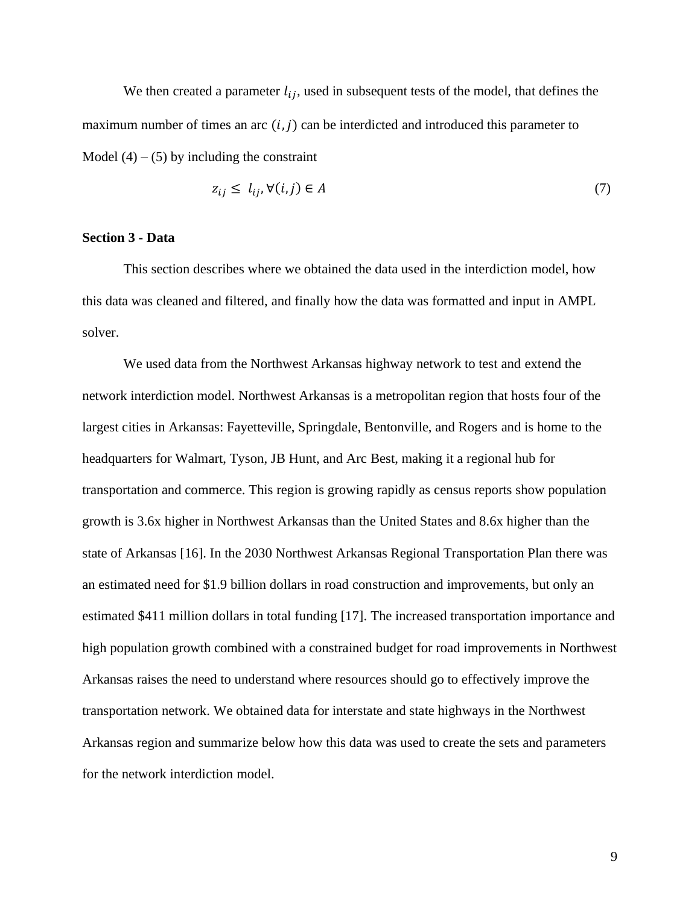We then created a parameter $l_{ij}$, used in subsequent tests of the model, that defines the maximum number of times an arc $(i, j)$ can be interdicted and introduced this parameter to Model (4) – (5) by including the constraint

$$z_{ij} \leq l_{ij}, \forall (i, j) \in A \tag{7}$$

**Section 3 - Data**

This section describes where we obtained the data used in the interdiction model, how this data was cleaned and filtered, and finally how the data was formatted and input in AMPL solver.

We used data from the Northwest Arkansas highway network to test and extend the network interdiction model. Northwest Arkansas is a metropolitan region that hosts four of the largest cities in Arkansas: Fayetteville, Springdale, Bentonville, and Rogers and is home to the headquarters for Walmart, Tyson, JB Hunt, and Arc Best, making it a regional hub for transportation and commerce. This region is growing rapidly as census reports show population growth is 3.6x higher in Northwest Arkansas than the United States and 8.6x higher than the state of Arkansas [16]. In the 2030 Northwest Arkansas Regional Transportation Plan there was an estimated need for $1.9 billion dollars in road construction and improvements, but only an estimated $411 million dollars in total funding [17]. The increased transportation importance and high population growth combined with a constrained budget for road improvements in Northwest Arkansas raises the need to understand where resources should go to effectively improve the transportation network. We obtained data for interstate and state highways in the Northwest Arkansas region and summarize below how this data was used to create the sets and parameters for the network interdiction model.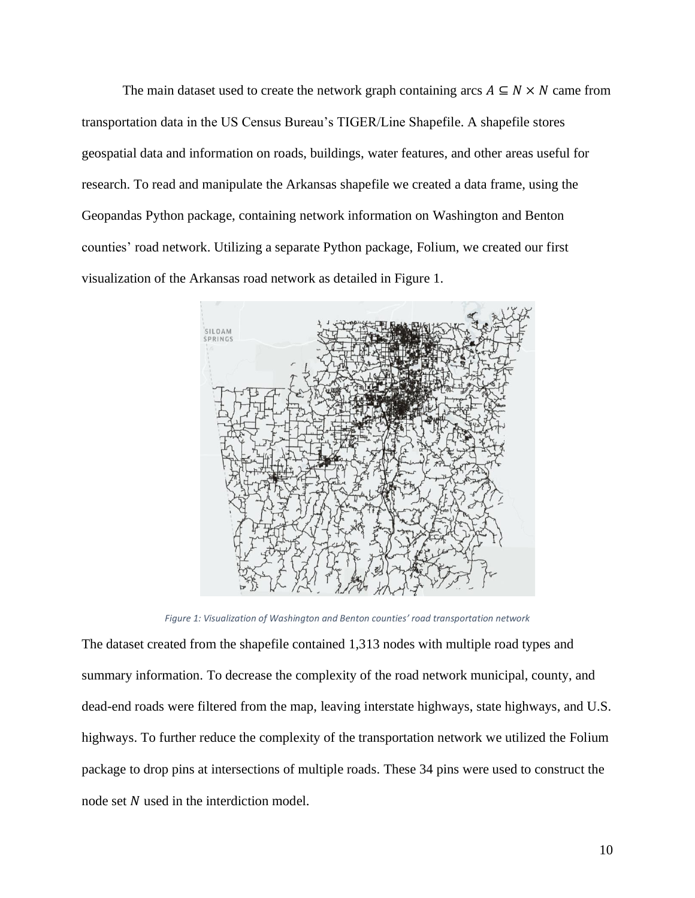The main dataset used to create the network graph containing arcs $A \subseteq N \times N$ came from transportation data in the US Census Bureau's TIGER/Line Shapefile. A shapefile stores geospatial data and information on roads, buildings, water features, and other areas useful for research. To read and manipulate the Arkansas shapefile we created a data frame, using the Geopandas Python package, containing network information on Washington and Benton counties' road network. Utilizing a separate Python package, Folium, we created our first visualization of the Arkansas road network as detailed in Figure 1.

*Figure 1: Visualization of Washington and Benton counties' road transportation network*

The dataset created from the shapefile contained 1,313 nodes with multiple road types and summary information. To decrease the complexity of the road network municipal, county, and dead-end roads were filtered from the map, leaving interstate highways, state highways, and U.S. highways. To further reduce the complexity of the transportation network we utilized the Folium package to drop pins at intersections of multiple roads. These 34 pins were used to construct the node set $N$ used in the interdiction model.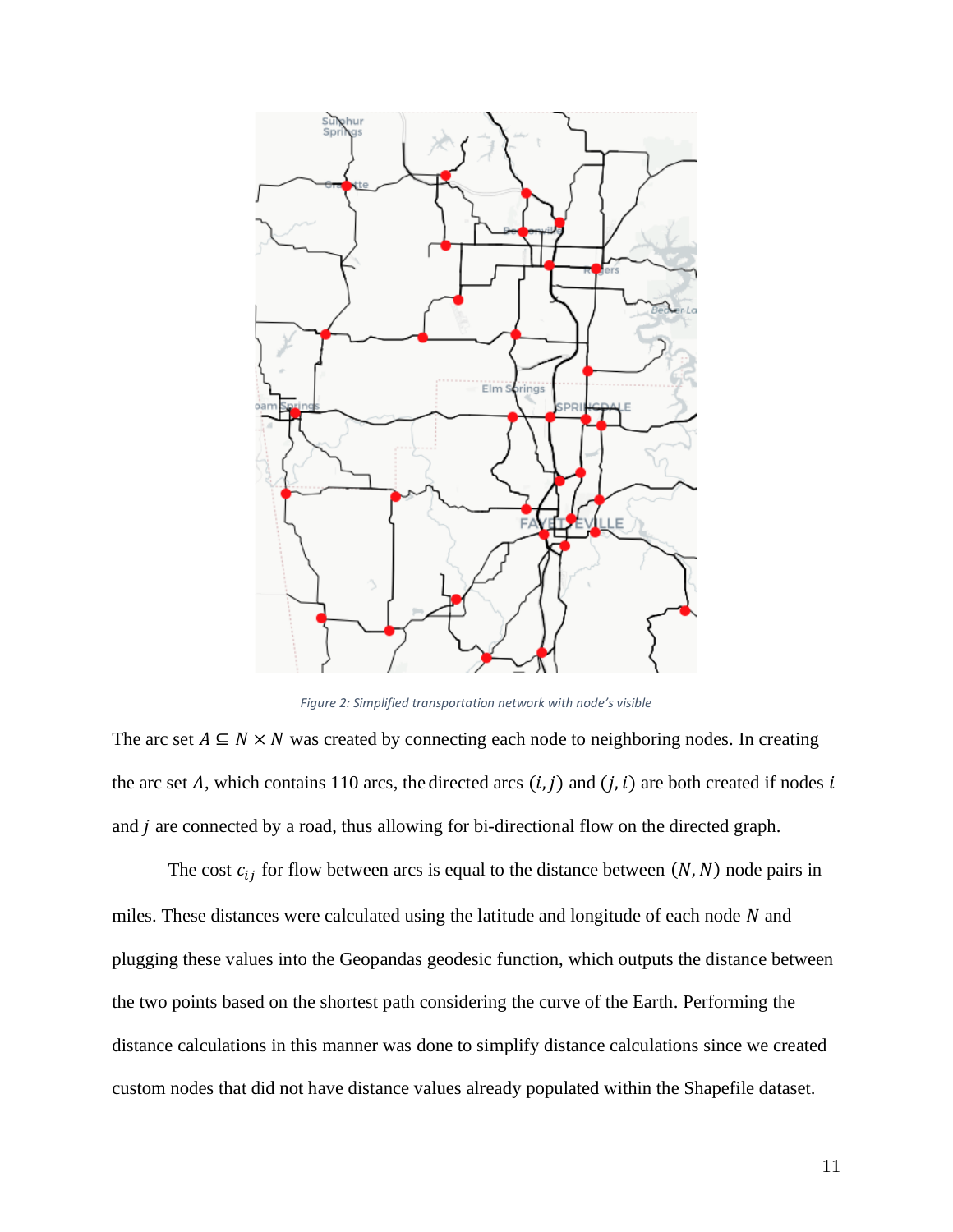*Figure 2: Simplified transportation network with node's visible*

The arc set $A \subseteq N \times N$ was created by connecting each node to neighboring nodes. In creating the arc set $A$, which contains 110 arcs, the directed arcs $(i, j)$ and $(j, i)$ are both created if nodes $i$ and $j$ are connected by a road, thus allowing for bi-directional flow on the directed graph.

The cost $c_{ij}$ for flow between arcs is equal to the distance between $(N, N)$ node pairs in miles. These distances were calculated using the latitude and longitude of each node $N$ and plugging these values into the Geopandas geodesic function, which outputs the distance between the two points based on the shortest path considering the curve of the Earth. Performing the distance calculations in this manner was done to simplify distance calculations since we created custom nodes that did not have distance values already populated within the Shapefile dataset.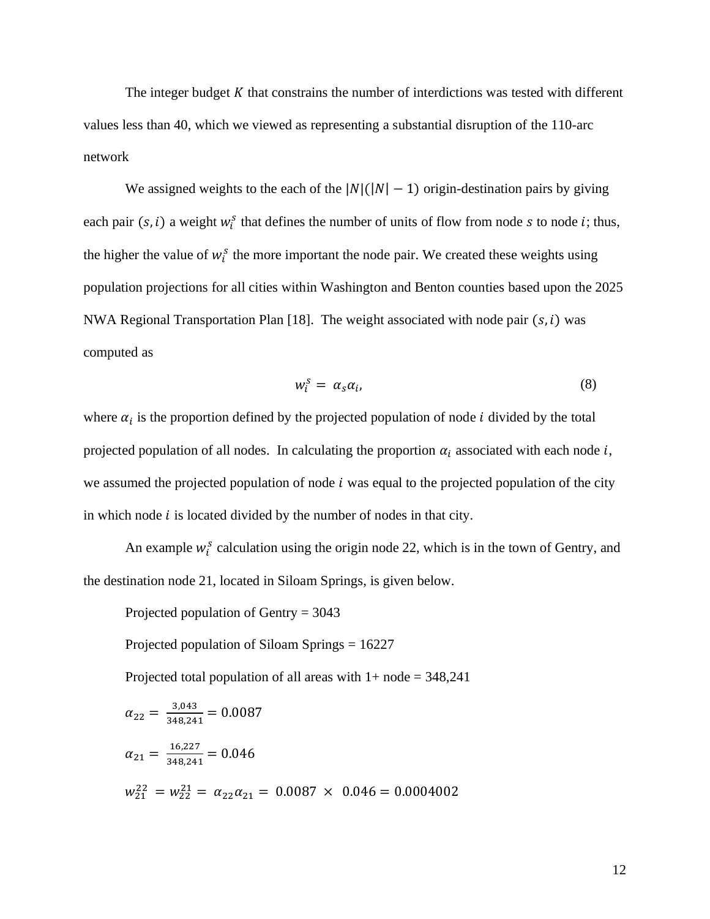The integer budget $K$ that constrains the number of interdictions was tested with different values less than 40, which we viewed as representing a substantial disruption of the 110-arc network

We assigned weights to the each of the $|N|(|N|-1)$ origin-destination pairs by giving each pair $(s,i)$ a weight $w_i^s$ that defines the number of units of flow from node $s$ to node $i$; thus, the higher the value of $w_i^s$ the more important the node pair. We created these weights using population projections for all cities within Washington and Benton counties based upon the 2025 NWA Regional Transportation Plan [18]. The weight associated with node pair $(s,i)$ was computed as

$$w_i^s = \alpha_s \alpha_i, \tag{8}$$

where $\alpha_i$ is the proportion defined by the projected population of node $i$ divided by the total projected population of all nodes. In calculating the proportion $\alpha_i$ associated with each node $i$, we assumed the projected population of node $i$ was equal to the projected population of the city in which node $i$ is located divided by the number of nodes in that city.

An example $w_i^s$ calculation using the origin node 22, which is in the town of Gentry, and the destination node 21, located in Siloam Springs, is given below.

Projected population of Gentry = 3043

Projected population of Siloam Springs = 16227

Projected total population of all areas with 1+ node = 348,241

$\alpha_{22} = \frac{3{,}043}{348{,}241} = 0.0087$

$\alpha_{21} = \frac{16{,}227}{348{,}241} = 0.046$

$w_{21}^{22} = w_{22}^{21} = \alpha_{22}\alpha_{21} = 0.0087 \times 0.046 = 0.0004002$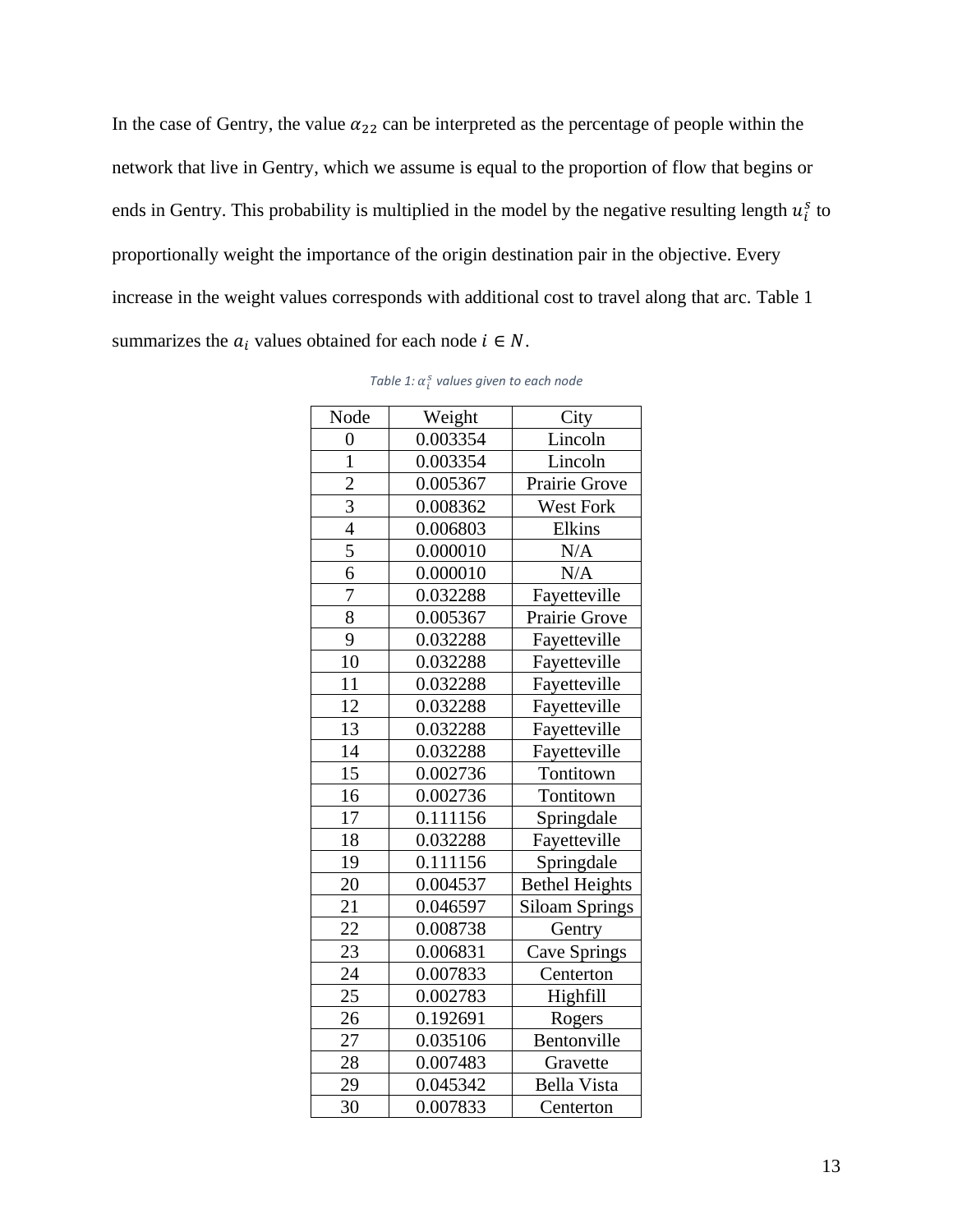In the case of Gentry, the value $\alpha_{22}$ can be interpreted as the percentage of people within the network that live in Gentry, which we assume is equal to the proportion of flow that begins or ends in Gentry. This probability is multiplied in the model by the negative resulting length $u_i^s$ to proportionally weight the importance of the origin destination pair in the objective. Every increase in the weight values corresponds with additional cost to travel along that arc. Table 1 summarizes the $a_i$ values obtained for each node $i \in N$.

*Table 1: $\alpha_i^s$ values given to each node*

| Node | Weight | City |
|---|---|---|
| 0 | 0.003354 | Lincoln |
| 1 | 0.003354 | Lincoln |
| 2 | 0.005367 | Prairie Grove |
| 3 | 0.008362 | West Fork |
| 4 | 0.006803 | Elkins |
| 5 | 0.000010 | N/A |
| 6 | 0.000010 | N/A |
| 7 | 0.032288 | Fayetteville |
| 8 | 0.005367 | Prairie Grove |
| 9 | 0.032288 | Fayetteville |
| 10 | 0.032288 | Fayetteville |
| 11 | 0.032288 | Fayetteville |
| 12 | 0.032288 | Fayetteville |
| 13 | 0.032288 | Fayetteville |
| 14 | 0.032288 | Fayetteville |
| 15 | 0.002736 | Tontitown |
| 16 | 0.002736 | Tontitown |
| 17 | 0.111156 | Springdale |
| 18 | 0.032288 | Fayetteville |
| 19 | 0.111156 | Springdale |
| 20 | 0.004537 | Bethel Heights |
| 21 | 0.046597 | Siloam Springs |
| 22 | 0.008738 | Gentry |
| 23 | 0.006831 | Cave Springs |
| 24 | 0.007833 | Centerton |
| 25 | 0.002783 | Highfill |
| 26 | 0.192691 | Rogers |
| 27 | 0.035106 | Bentonville |
| 28 | 0.007483 | Gravette |
| 29 | 0.045342 | Bella Vista |
| 30 | 0.007833 | Centerton |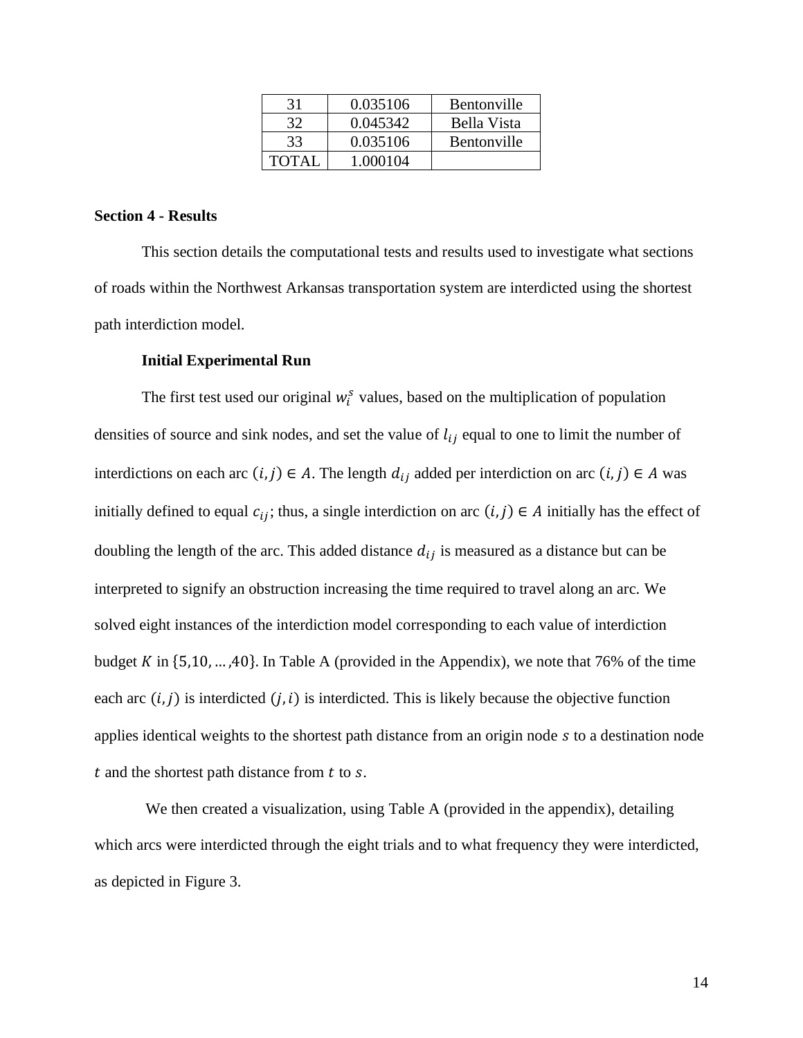| 31 | 0.035106 | Bentonville |
|---|---|---|
| 32 | 0.045342 | Bella Vista |
| 33 | 0.035106 | Bentonville |
| TOTAL | 1.000104 | |

**Section 4 - Results**

This section details the computational tests and results used to investigate what sections of roads within the Northwest Arkansas transportation system are interdicted using the shortest path interdiction model.

**Initial Experimental Run**

The first test used our original $w_i^s$ values, based on the multiplication of population densities of source and sink nodes, and set the value of $l_{ij}$ equal to one to limit the number of interdictions on each arc $(i, j) \in A$. The length $d_{ij}$ added per interdiction on arc $(i, j) \in A$ was initially defined to equal $c_{ij}$; thus, a single interdiction on arc $(i, j) \in A$ initially has the effect of doubling the length of the arc. This added distance $d_{ij}$ is measured as a distance but can be interpreted to signify an obstruction increasing the time required to travel along an arc. We solved eight instances of the interdiction model corresponding to each value of interdiction budget $K$ in $\{5, 10, \dots, 40\}$. In Table A (provided in the Appendix), we note that 76% of the time each arc $(i, j)$ is interdicted $(j, i)$ is interdicted. This is likely because the objective function applies identical weights to the shortest path distance from an origin node $s$ to a destination node $t$ and the shortest path distance from $t$ to $s$.

We then created a visualization, using Table A (provided in the appendix), detailing which arcs were interdicted through the eight trials and to what frequency they were interdicted, as depicted in Figure 3.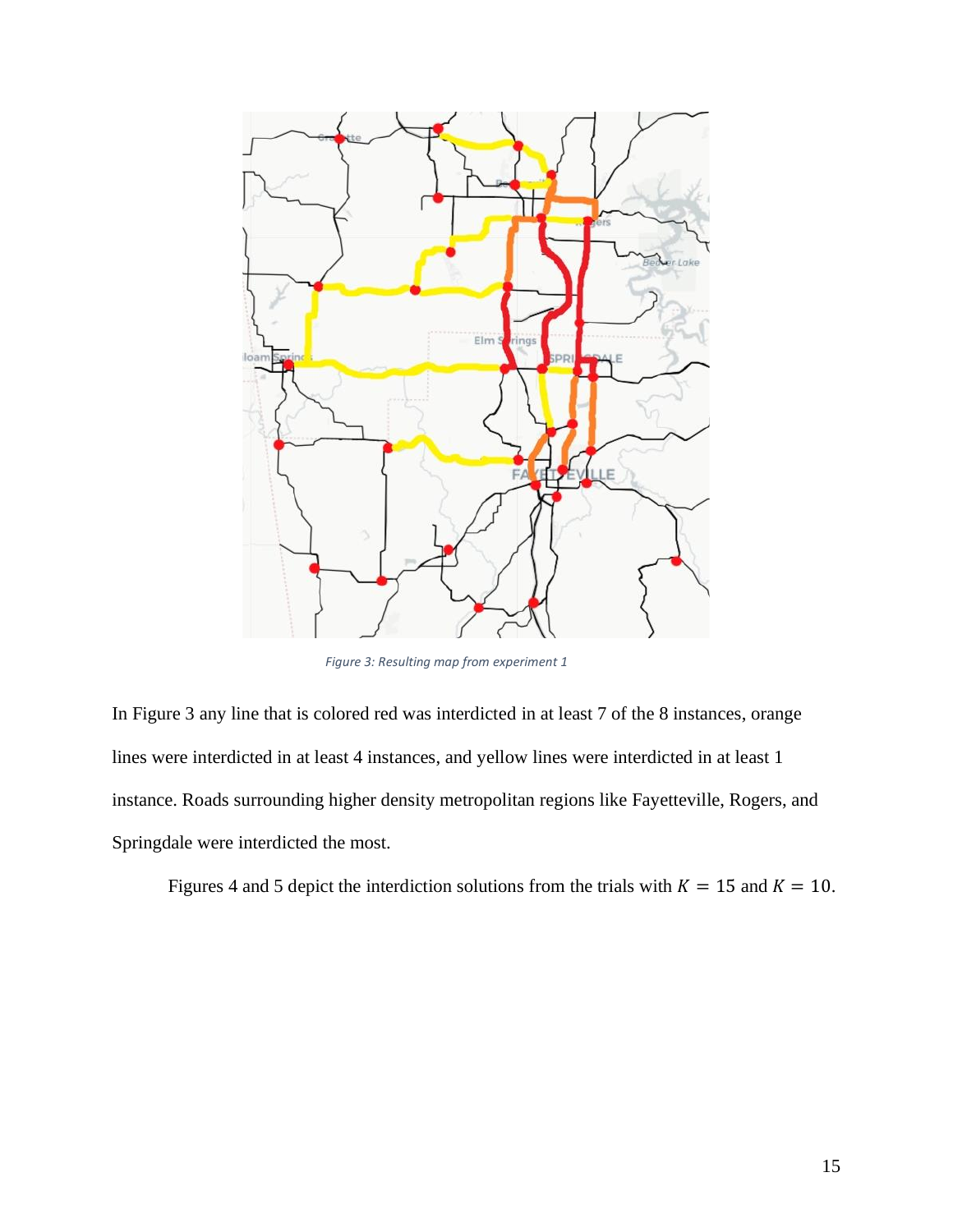*Figure 3: Resulting map from experiment 1*

In Figure 3 any line that is colored red was interdicted in at least 7 of the 8 instances, orange lines were interdicted in at least 4 instances, and yellow lines were interdicted in at least 1 instance. Roads surrounding higher density metropolitan regions like Fayetteville, Rogers, and Springdale were interdicted the most.

Figures 4 and 5 depict the interdiction solutions from the trials with $K = 15$ and $K = 10$.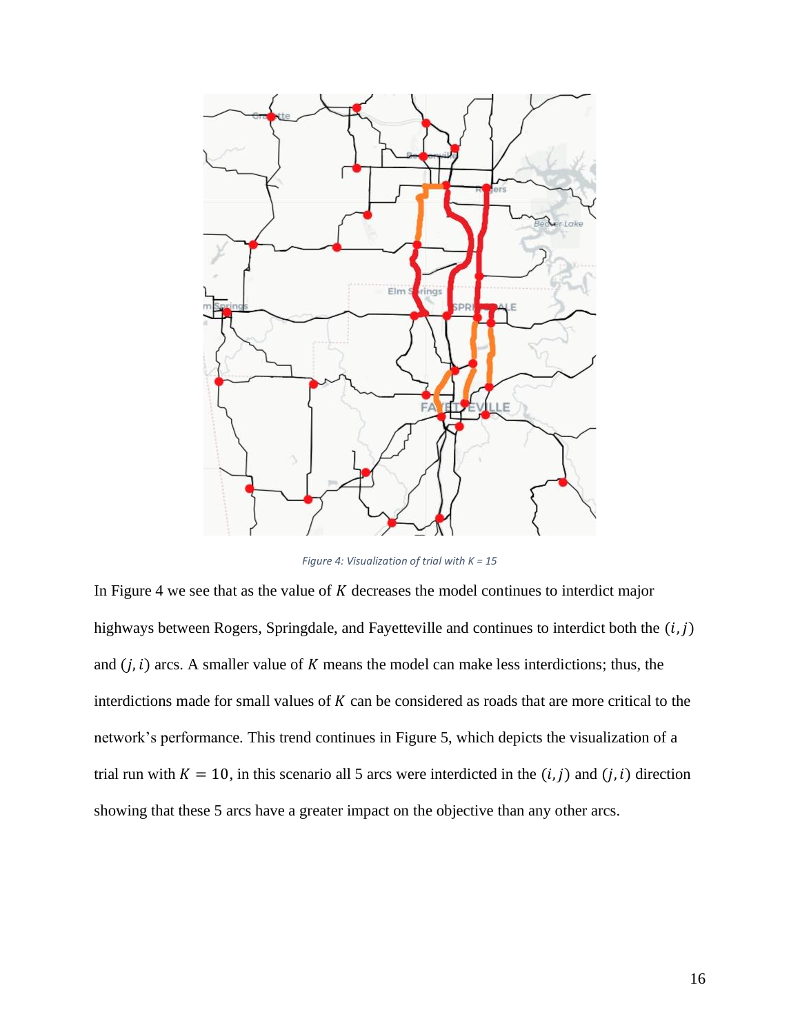*Figure 4: Visualization of trial with K = 15*

In Figure 4 we see that as the value of $K$ decreases the model continues to interdict major highways between Rogers, Springdale, and Fayetteville and continues to interdict both the $(i, j)$ and $(j, i)$ arcs. A smaller value of $K$ means the model can make less interdictions; thus, the interdictions made for small values of $K$ can be considered as roads that are more critical to the network's performance. This trend continues in Figure 5, which depicts the visualization of a trial run with $K = 10$, in this scenario all 5 arcs were interdicted in the $(i, j)$ and $(j, i)$ direction showing that these 5 arcs have a greater impact on the objective than any other arcs.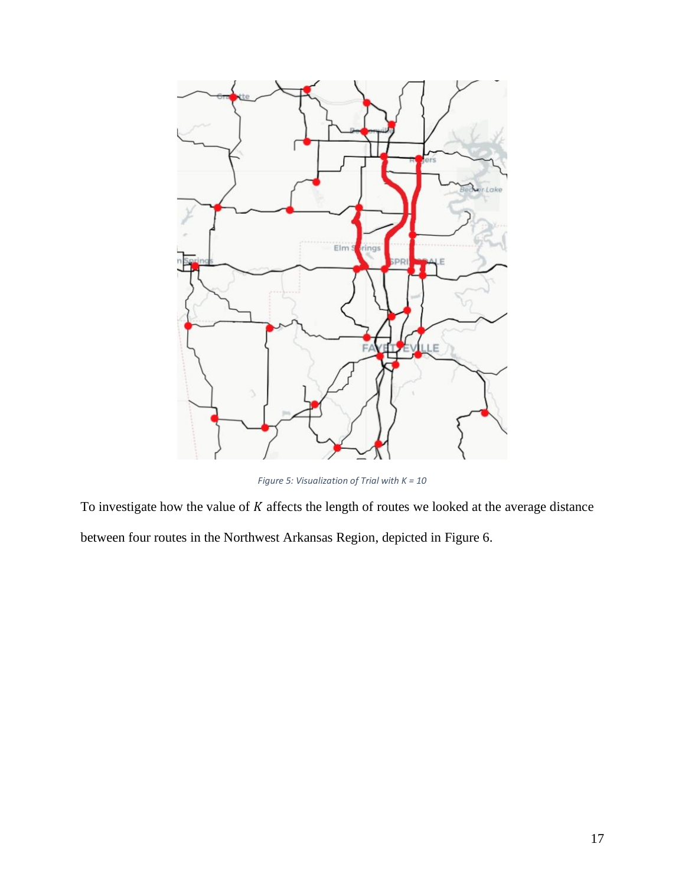*Figure 5: Visualization of Trial with K = 10*

To investigate how the value of $K$ affects the length of routes we looked at the average distance between four routes in the Northwest Arkansas Region, depicted in Figure 6.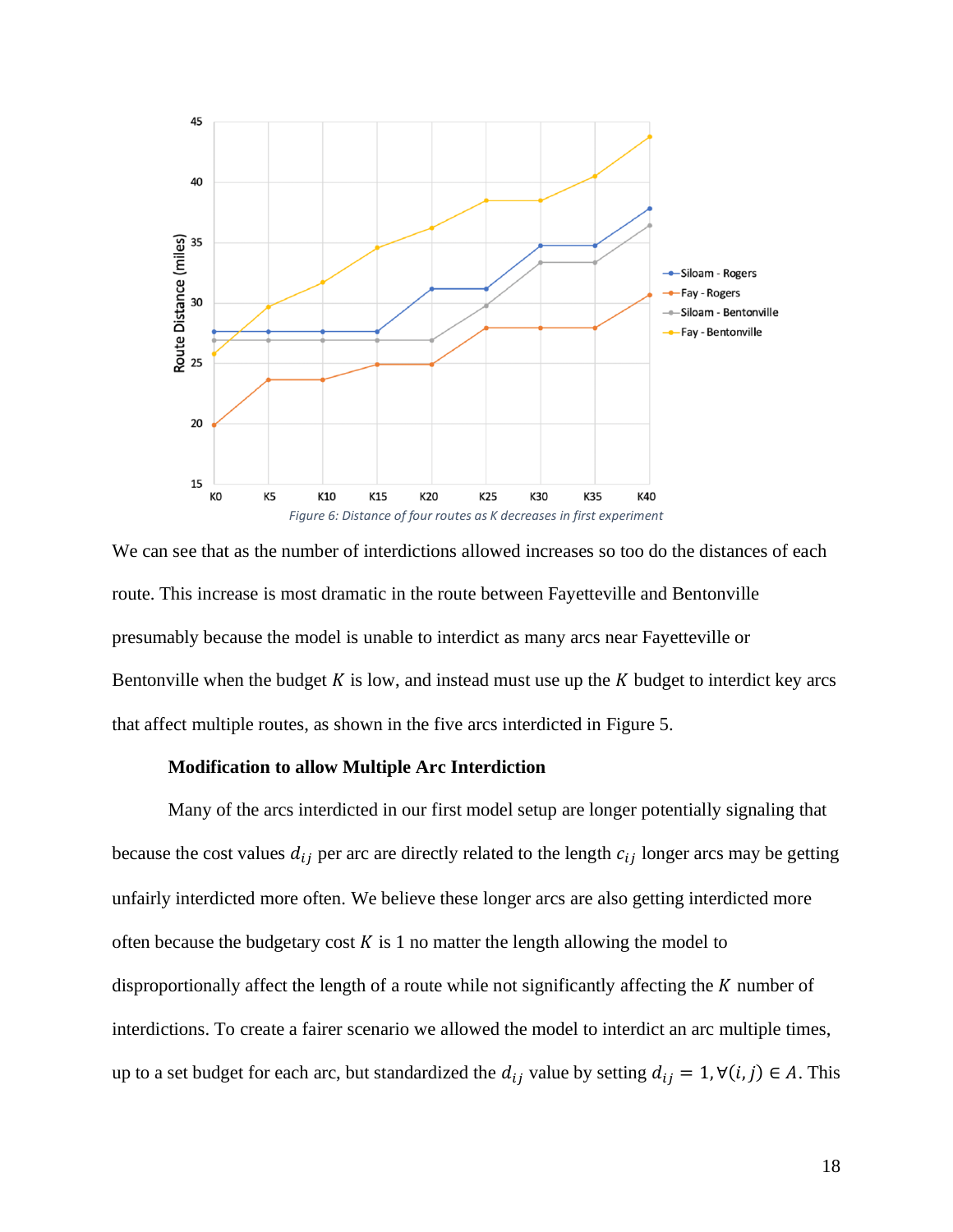Figure 6: Distance of four routes as K decreases in first experiment

We can see that as the number of interdictions allowed increases so too do the distances of each route. This increase is most dramatic in the route between Fayetteville and Bentonville presumably because the model is unable to interdict as many arcs near Fayetteville or Bentonville when the budget $K$ is low, and instead must use up the $K$ budget to interdict key arcs that affect multiple routes, as shown in the five arcs interdicted in Figure 5.

**Modification to allow Multiple Arc Interdiction**

Many of the arcs interdicted in our first model setup are longer potentially signaling that because the cost values $d_{ij}$ per arc are directly related to the length $c_{ij}$ longer arcs may be getting unfairly interdicted more often. We believe these longer arcs are also getting interdicted more often because the budgetary cost $K$ is 1 no matter the length allowing the model to disproportionally affect the length of a route while not significantly affecting the $K$ number of interdictions. To create a fairer scenario we allowed the model to interdict an arc multiple times, up to a set budget for each arc, but standardized the $d_{ij}$ value by setting $d_{ij} = 1, \forall (i,j) \in A$. This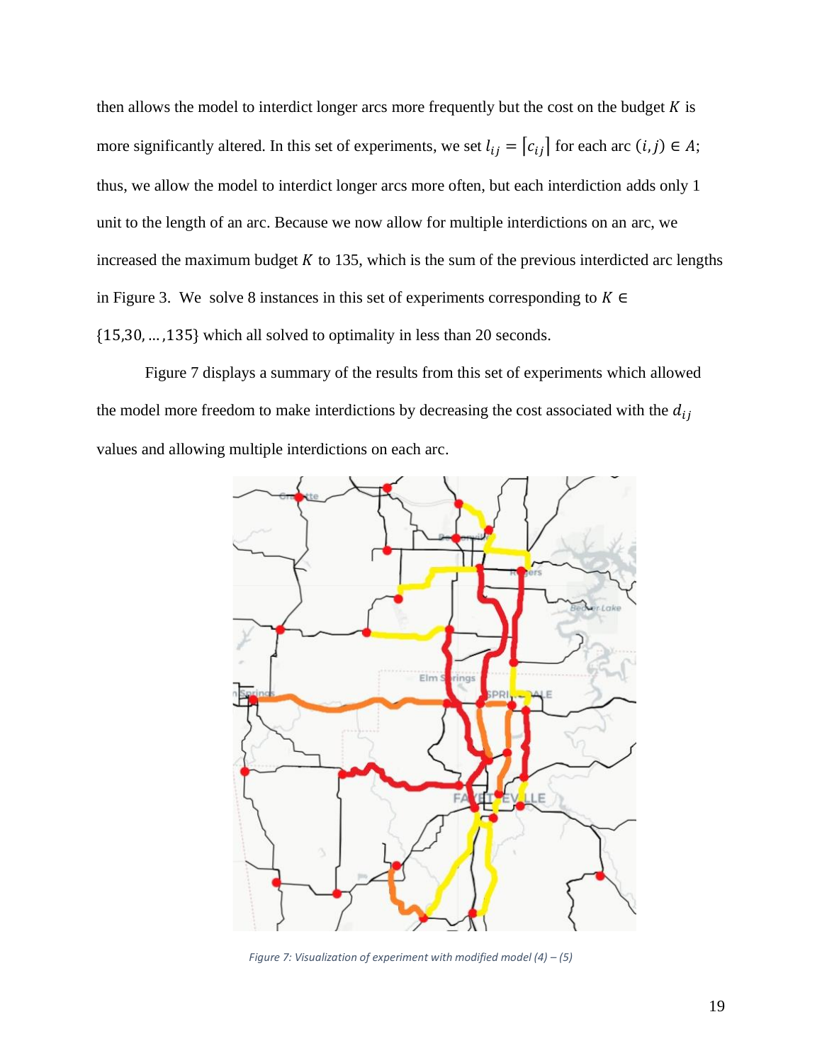then allows the model to interdict longer arcs more frequently but the cost on the budget $K$ is more significantly altered. In this set of experiments, we set $l_{ij} = \lceil c_{ij} \rceil$ for each arc $(i,j) \in A$; thus, we allow the model to interdict longer arcs more often, but each interdiction adds only 1 unit to the length of an arc. Because we now allow for multiple interdictions on an arc, we increased the maximum budget $K$ to 135, which is the sum of the previous interdicted arc lengths in Figure 3. We solve 8 instances in this set of experiments corresponding to $K \in \{15, 30, \ldots, 135\}$ which all solved to optimality in less than 20 seconds.

Figure 7 displays a summary of the results from this set of experiments which allowed the model more freedom to make interdictions by decreasing the cost associated with the $d_{ij}$ values and allowing multiple interdictions on each arc.

*Figure 7: Visualization of experiment with modified model (4) – (5)*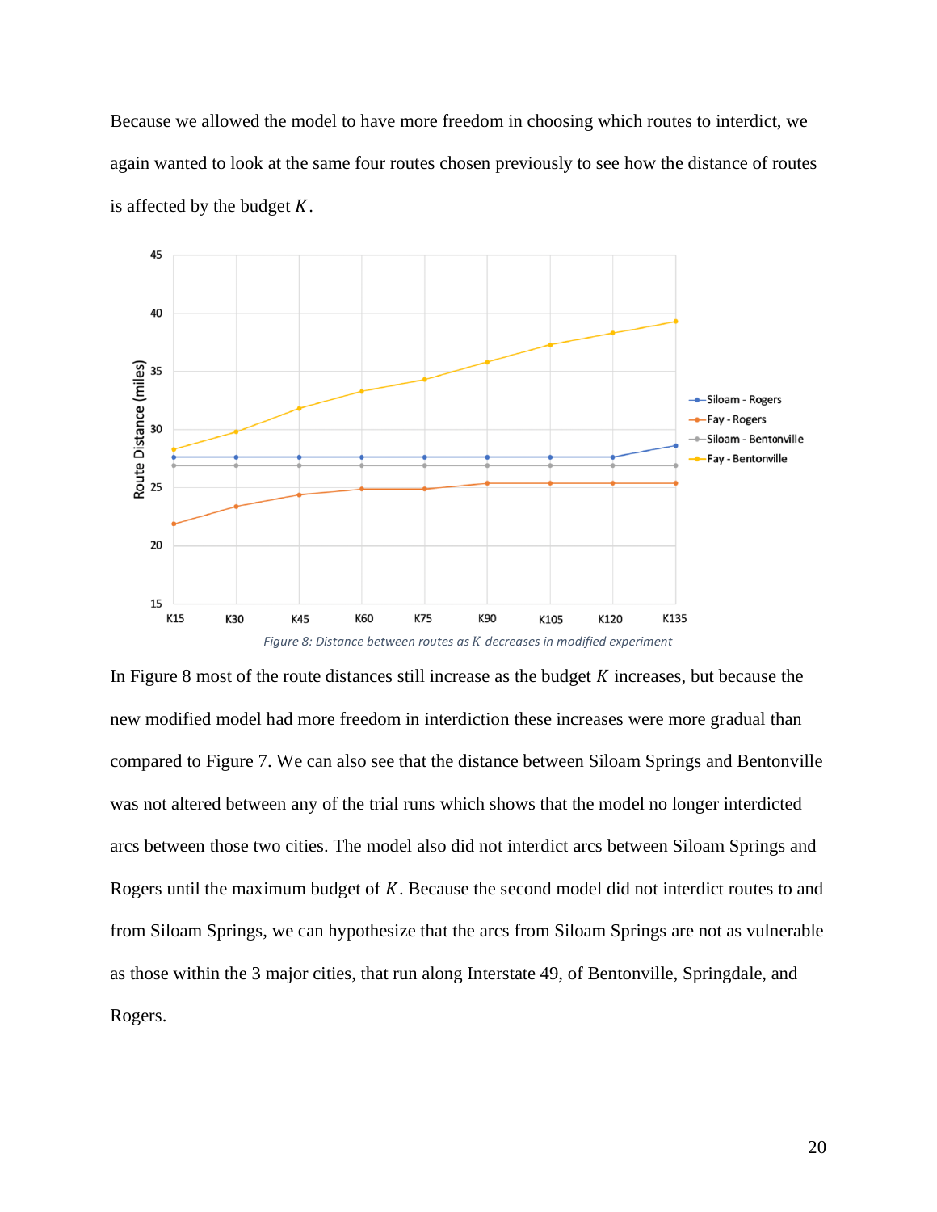Because we allowed the model to have more freedom in choosing which routes to interdict, we again wanted to look at the same four routes chosen previously to see how the distance of routes is affected by the budget $K$.

*Figure 8: Distance between routes as $K$ decreases in modified experiment*

In Figure 8 most of the route distances still increase as the budget $K$ increases, but because the new modified model had more freedom in interdiction these increases were more gradual than compared to Figure 7. We can also see that the distance between Siloam Springs and Bentonville was not altered between any of the trial runs which shows that the model no longer interdicted arcs between those two cities. The model also did not interdict arcs between Siloam Springs and Rogers until the maximum budget of $K$. Because the second model did not interdict routes to and from Siloam Springs, we can hypothesize that the arcs from Siloam Springs are not as vulnerable as those within the 3 major cities, that run along Interstate 49, of Bentonville, Springdale, and Rogers.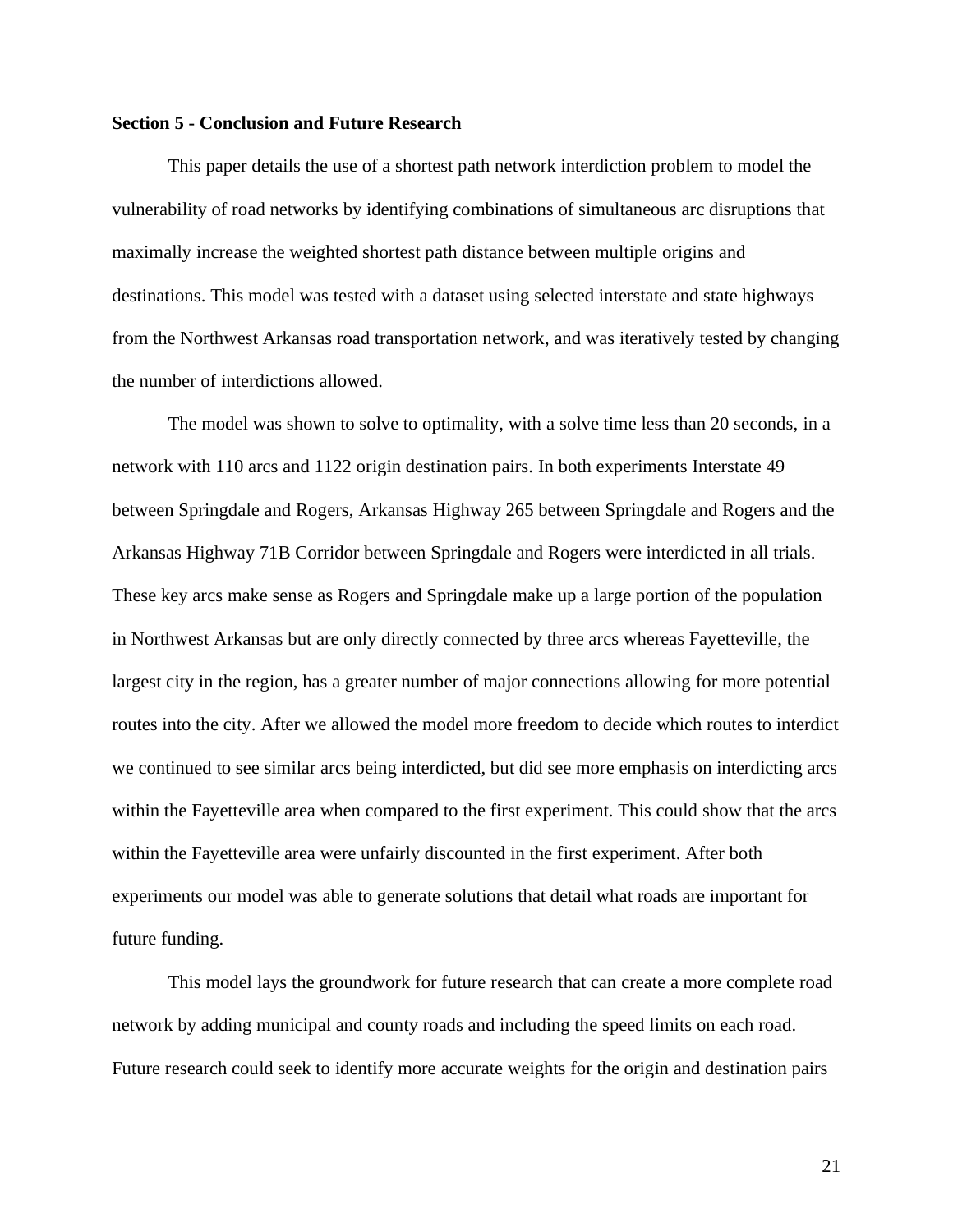**Section 5 - Conclusion and Future Research**

This paper details the use of a shortest path network interdiction problem to model the vulnerability of road networks by identifying combinations of simultaneous arc disruptions that maximally increase the weighted shortest path distance between multiple origins and destinations. This model was tested with a dataset using selected interstate and state highways from the Northwest Arkansas road transportation network, and was iteratively tested by changing the number of interdictions allowed.

The model was shown to solve to optimality, with a solve time less than 20 seconds, in a network with 110 arcs and 1122 origin destination pairs. In both experiments Interstate 49 between Springdale and Rogers, Arkansas Highway 265 between Springdale and Rogers and the Arkansas Highway 71B Corridor between Springdale and Rogers were interdicted in all trials. These key arcs make sense as Rogers and Springdale make up a large portion of the population in Northwest Arkansas but are only directly connected by three arcs whereas Fayetteville, the largest city in the region, has a greater number of major connections allowing for more potential routes into the city. After we allowed the model more freedom to decide which routes to interdict we continued to see similar arcs being interdicted, but did see more emphasis on interdicting arcs within the Fayetteville area when compared to the first experiment. This could show that the arcs within the Fayetteville area were unfairly discounted in the first experiment. After both experiments our model was able to generate solutions that detail what roads are important for future funding.

This model lays the groundwork for future research that can create a more complete road network by adding municipal and county roads and including the speed limits on each road. Future research could seek to identify more accurate weights for the origin and destination pairs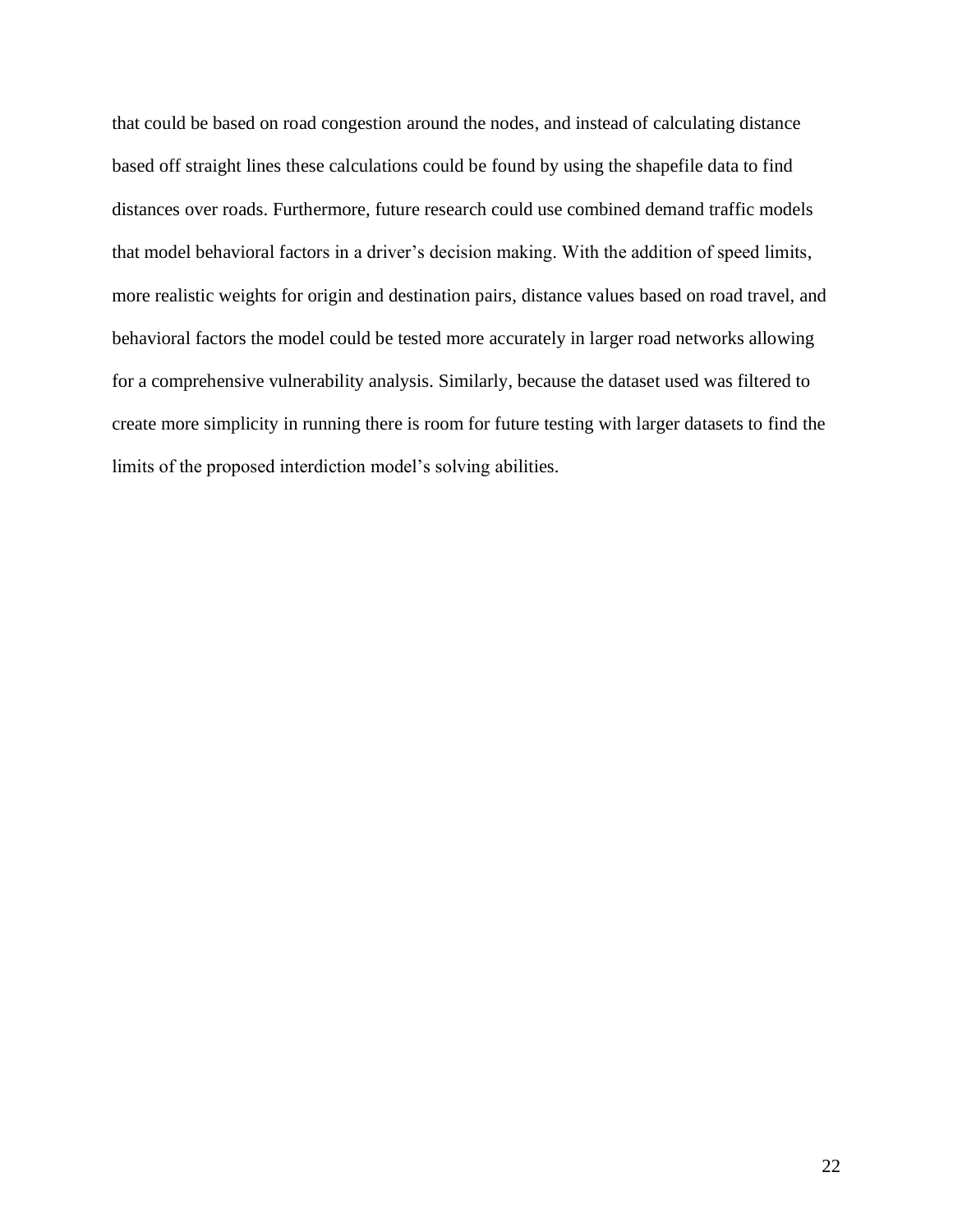that could be based on road congestion around the nodes, and instead of calculating distance based off straight lines these calculations could be found by using the shapefile data to find distances over roads. Furthermore, future research could use combined demand traffic models that model behavioral factors in a driver's decision making. With the addition of speed limits, more realistic weights for origin and destination pairs, distance values based on road travel, and behavioral factors the model could be tested more accurately in larger road networks allowing for a comprehensive vulnerability analysis. Similarly, because the dataset used was filtered to create more simplicity in running there is room for future testing with larger datasets to find the limits of the proposed interdiction model's solving abilities.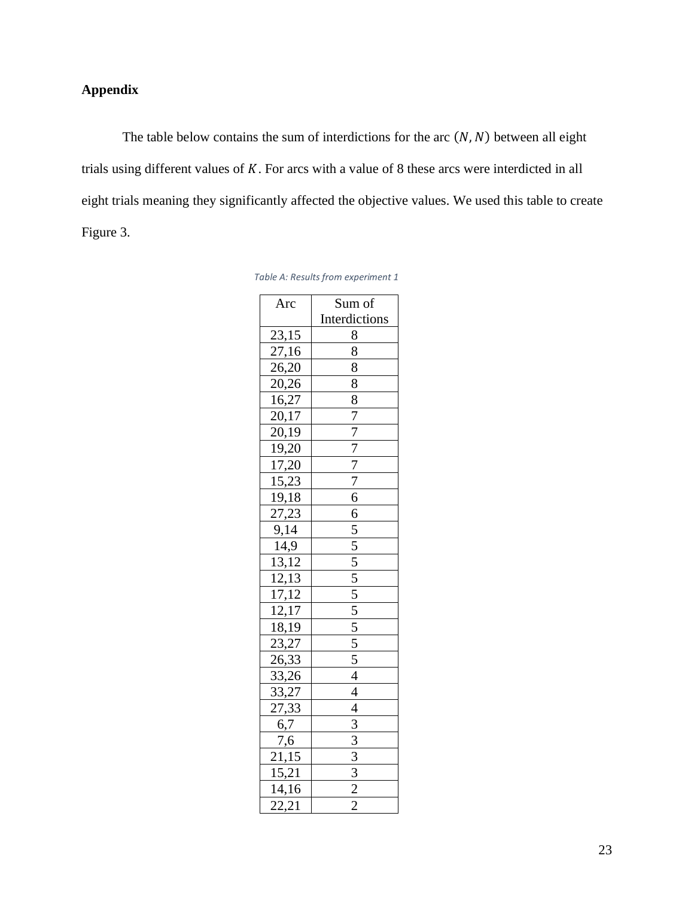## Appendix

The table below contains the sum of interdictions for the arc $(N, N)$ between all eight trials using different values of $K$. For arcs with a value of 8 these arcs were interdicted in all eight trials meaning they significantly affected the objective values. We used this table to create Figure 3.

*Table A: Results from experiment 1*

| Arc | Sum of Interdictions |
|---|---|
| 23,15 | 8 |
| 27,16 | 8 |
| 26,20 | 8 |
| 20,26 | 8 |
| 16,27 | 8 |
| 20,17 | 7 |
| 20,19 | 7 |
| 19,20 | 7 |
| 17,20 | 7 |
| 15,23 | 7 |
| 19,18 | 6 |
| 27,23 | 6 |
| 9,14 | 5 |
| 14,9 | 5 |
| 13,12 | 5 |
| 12,13 | 5 |
| 17,12 | 5 |
| 12,17 | 5 |
| 18,19 | 5 |
| 23,27 | 5 |
| 26,33 | 5 |
| 33,26 | 4 |
| 33,27 | 4 |
| 27,33 | 4 |
| 6,7 | 3 |
| 7,6 | 3 |
| 21,15 | 3 |
| 15,21 | 3 |
| 14,16 | 2 |
| 22,21 | 2 |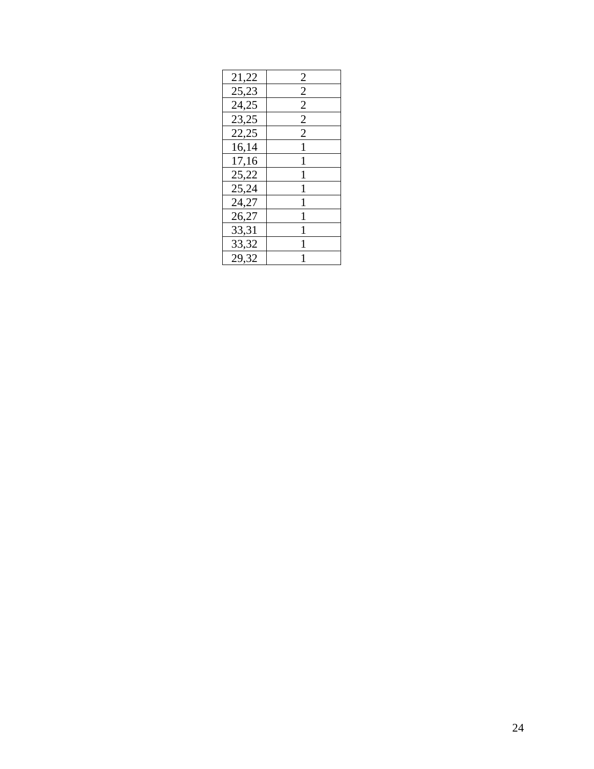| 21,22 | 2 |
|---|---|
| 25,23 | 2 |
| 24,25 | 2 |
| 23,25 | 2 |
| 22,25 | 2 |
| 16,14 | 1 |
| 17,16 | 1 |
| 25,22 | 1 |
| 25,24 | 1 |
| 24,27 | 1 |
| 26,27 | 1 |
| 33,31 | 1 |
| 33,32 | 1 |
| 29,32 | 1 |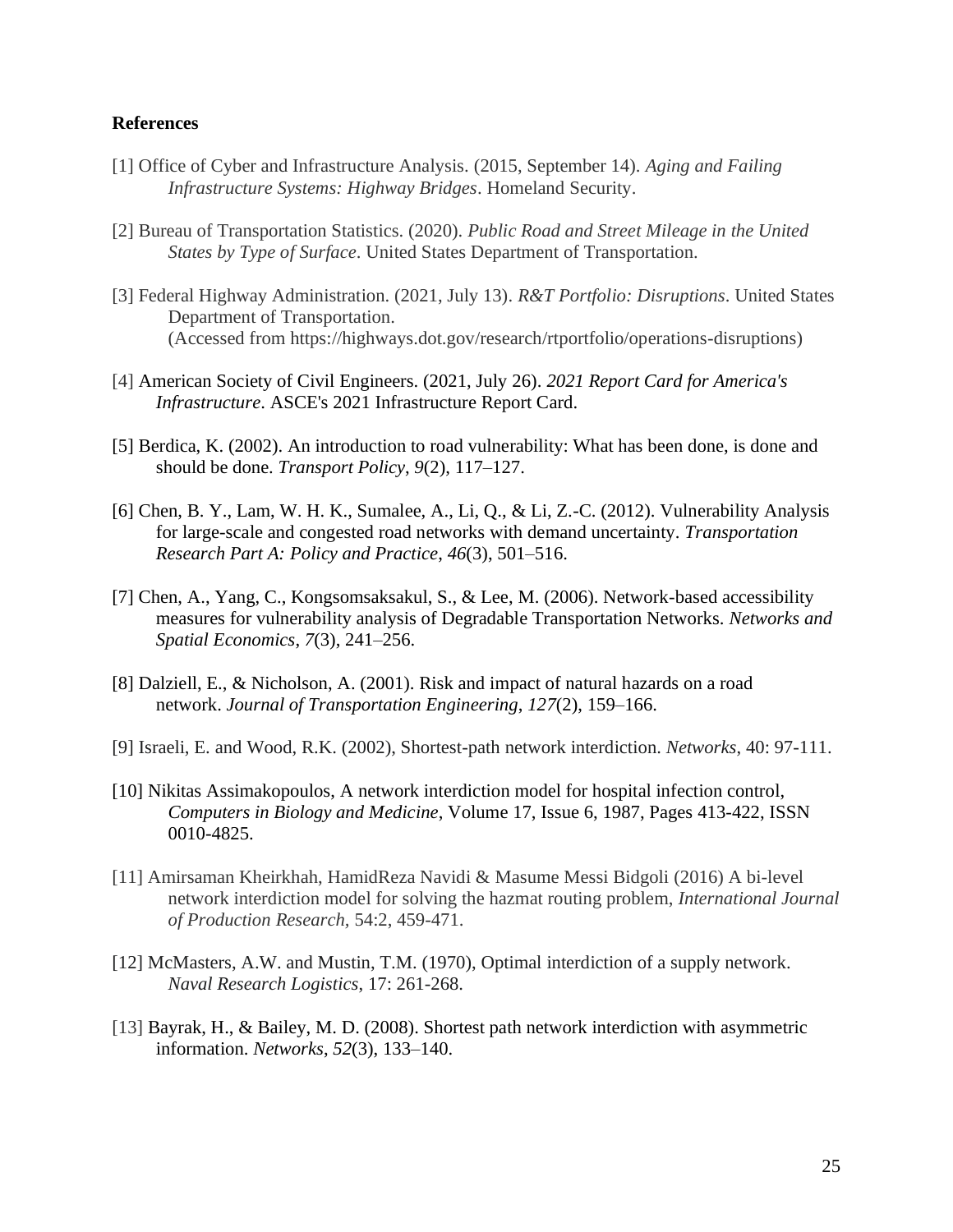**References**

[1] Office of Cyber and Infrastructure Analysis. (2015, September 14). *Aging and Failing Infrastructure Systems: Highway Bridges*. Homeland Security.

[2] Bureau of Transportation Statistics. (2020). *Public Road and Street Mileage in the United States by Type of Surface*. United States Department of Transportation.

[3] Federal Highway Administration. (2021, July 13). *R&T Portfolio: Disruptions*. United States Department of Transportation. (Accessed from https://highways.dot.gov/research/rtportfolio/operations-disruptions)

[4] American Society of Civil Engineers. (2021, July 26). *2021 Report Card for America's Infrastructure*. ASCE's 2021 Infrastructure Report Card.

[5] Berdica, K. (2002). An introduction to road vulnerability: What has been done, is done and should be done. *Transport Policy*, *9*(2), 117–127.

[6] Chen, B. Y., Lam, W. H. K., Sumalee, A., Li, Q., & Li, Z.-C. (2012). Vulnerability Analysis for large-scale and congested road networks with demand uncertainty. *Transportation Research Part A: Policy and Practice*, *46*(3), 501–516.

[7] Chen, A., Yang, C., Kongsomsaksakul, S., & Lee, M. (2006). Network-based accessibility measures for vulnerability analysis of Degradable Transportation Networks. *Networks and Spatial Economics*, *7*(3), 241–256.

[8] Dalziell, E., & Nicholson, A. (2001). Risk and impact of natural hazards on a road network. *Journal of Transportation Engineering*, *127*(2), 159–166.

[9] Israeli, E. and Wood, R.K. (2002), Shortest-path network interdiction. *Networks*, 40: 97-111.

[10] Nikitas Assimakopoulos, A network interdiction model for hospital infection control, *Computers in Biology and Medicine*, Volume 17, Issue 6, 1987, Pages 413-422, ISSN 0010-4825.

[11] Amirsaman Kheirkhah, HamidReza Navidi & Masume Messi Bidgoli (2016) A bi-level network interdiction model for solving the hazmat routing problem, *International Journal of Production Research,* 54:2, 459-471.

[12] McMasters, A.W. and Mustin, T.M. (1970), Optimal interdiction of a supply network. *Naval Research Logistics*, 17: 261-268.

[13] Bayrak, H., & Bailey, M. D. (2008). Shortest path network interdiction with asymmetric information. *Networks*, *52*(3), 133–140.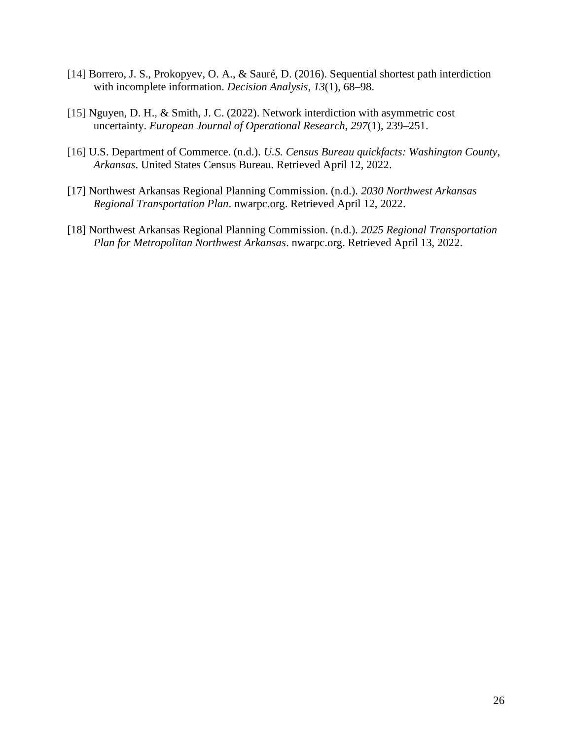[14] Borrero, J. S., Prokopyev, O. A., & Sauré, D. (2016). Sequential shortest path interdiction with incomplete information. *Decision Analysis*, *13*(1), 68–98.

[15] Nguyen, D. H., & Smith, J. C. (2022). Network interdiction with asymmetric cost uncertainty. *European Journal of Operational Research*, *297*(1), 239–251.

[16] U.S. Department of Commerce. (n.d.). *U.S. Census Bureau quickfacts: Washington County, Arkansas*. United States Census Bureau. Retrieved April 12, 2022.

[17] Northwest Arkansas Regional Planning Commission. (n.d.). *2030 Northwest Arkansas Regional Transportation Plan*. nwarpc.org. Retrieved April 12, 2022.

[18] Northwest Arkansas Regional Planning Commission. (n.d.). *2025 Regional Transportation Plan for Metropolitan Northwest Arkansas*. nwarpc.org. Retrieved April 13, 2022.